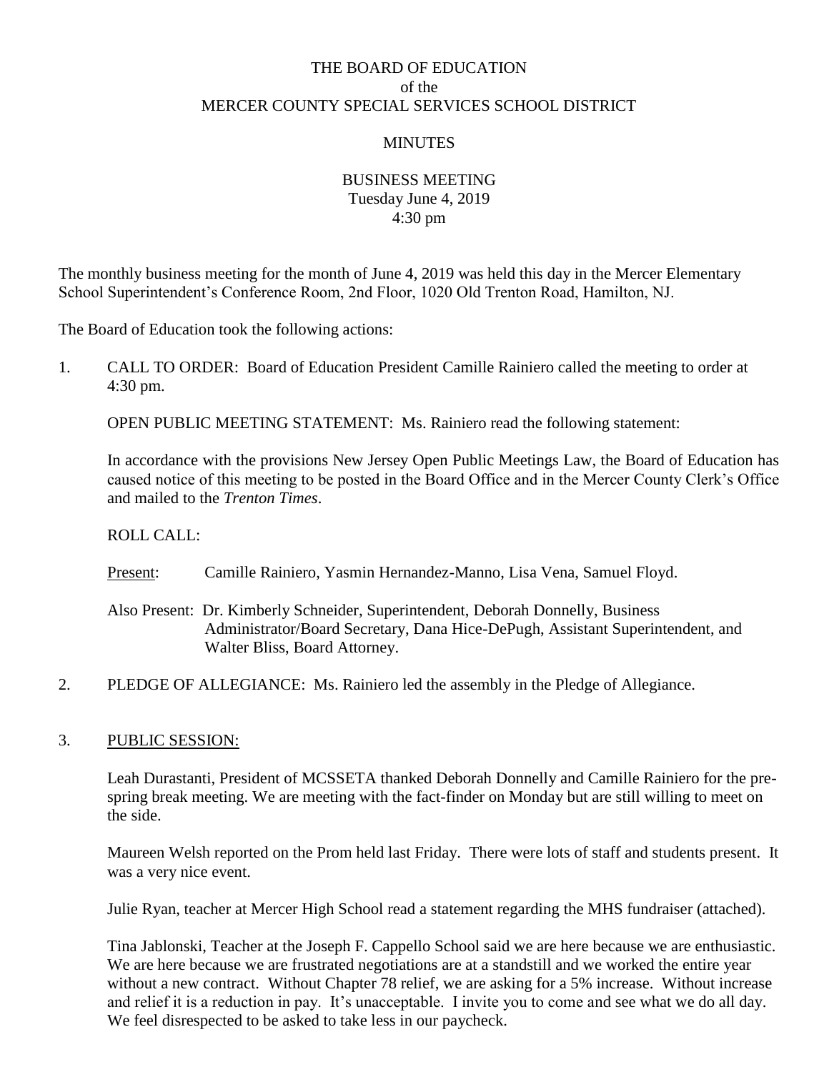# THE BOARD OF EDUCATION
## of the
## MERCER COUNTY SPECIAL SERVICES SCHOOL DISTRICT

### MINUTES

### BUSINESS MEETING
Tuesday June 4, 2019
4:30 pm

The monthly business meeting for the month of June 4, 2019 was held this day in the Mercer Elementary School Superintendent's Conference Room, 2nd Floor, 1020 Old Trenton Road, Hamilton, NJ.

The Board of Education took the following actions:

1. CALL TO ORDER: Board of Education President Camille Rainiero called the meeting to order at 4:30 pm.

   OPEN PUBLIC MEETING STATEMENT: Ms. Rainiero read the following statement:

   In accordance with the provisions New Jersey Open Public Meetings Law, the Board of Education has caused notice of this meeting to be posted in the Board Office and in the Mercer County Clerk's Office and mailed to the *Trenton Times*.

   ROLL CALL:

   Present: Camille Rainiero, Yasmin Hernandez-Manno, Lisa Vena, Samuel Floyd.

   Also Present: Dr. Kimberly Schneider, Superintendent, Deborah Donnelly, Business Administrator/Board Secretary, Dana Hice-DePugh, Assistant Superintendent, and Walter Bliss, Board Attorney.

2. PLEDGE OF ALLEGIANCE: Ms. Rainiero led the assembly in the Pledge of Allegiance.

3. PUBLIC SESSION:

   Leah Durastanti, President of MCSSETA thanked Deborah Donnelly and Camille Rainiero for the pre-spring break meeting. We are meeting with the fact-finder on Monday but are still willing to meet on the side.

   Maureen Welsh reported on the Prom held last Friday. There were lots of staff and students present. It was a very nice event.

   Julie Ryan, teacher at Mercer High School read a statement regarding the MHS fundraiser (attached).

   Tina Jablonski, Teacher at the Joseph F. Cappello School said we are here because we are enthusiastic. We are here because we are frustrated negotiations are at a standstill and we worked the entire year without a new contract. Without Chapter 78 relief, we are asking for a 5% increase. Without increase and relief it is a reduction in pay. It's unacceptable. I invite you to come and see what we do all day. We feel disrespected to be asked to take less in our paycheck.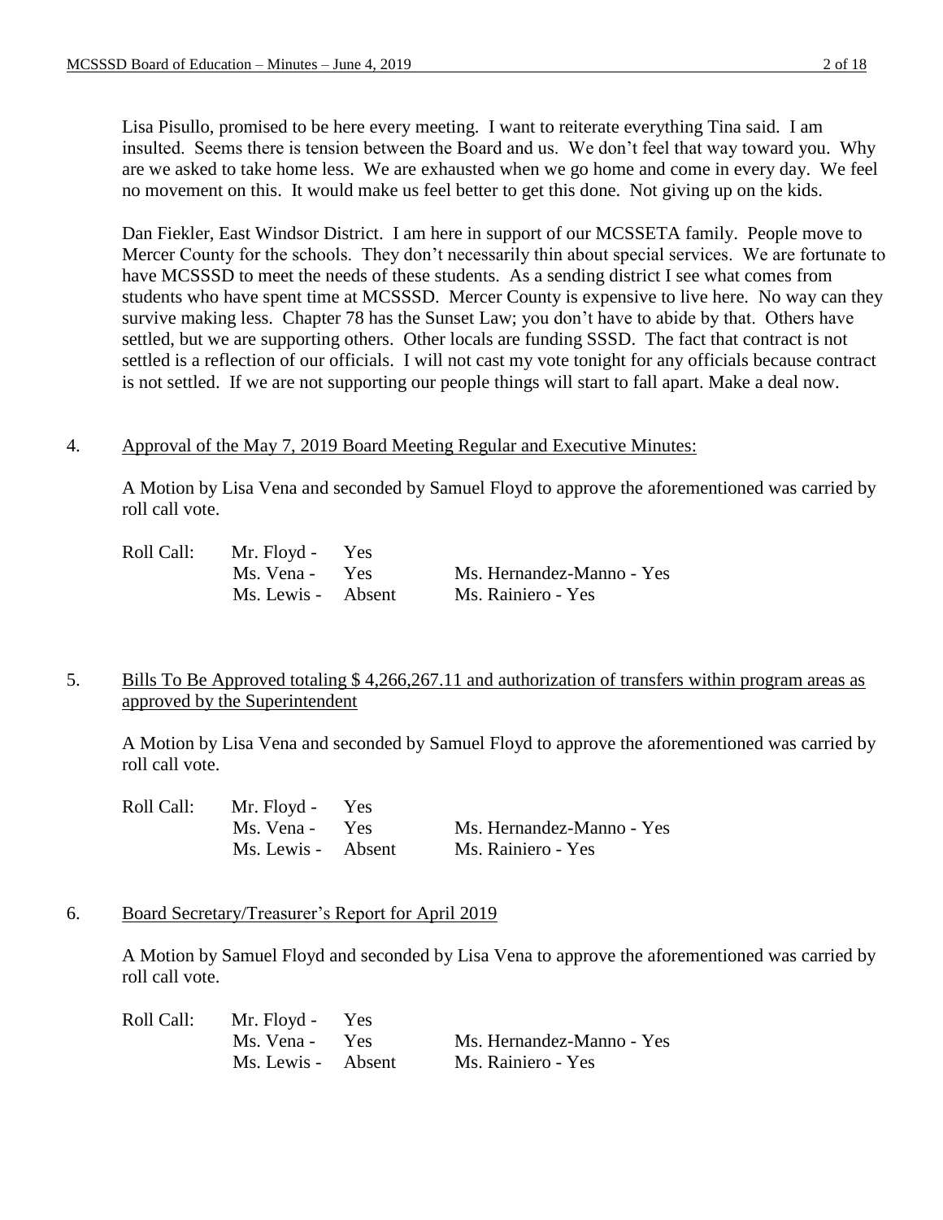Lisa Pisullo, promised to be here every meeting. I want to reiterate everything Tina said. I am insulted. Seems there is tension between the Board and us. We don't feel that way toward you. Why are we asked to take home less. We are exhausted when we go home and come in every day. We feel no movement on this. It would make us feel better to get this done. Not giving up on the kids.

Dan Fiekler, East Windsor District. I am here in support of our MCSSETA family. People move to Mercer County for the schools. They don't necessarily thin about special services. We are fortunate to have MCSSSD to meet the needs of these students. As a sending district I see what comes from students who have spent time at MCSSSD. Mercer County is expensive to live here. No way can they survive making less. Chapter 78 has the Sunset Law; you don't have to abide by that. Others have settled, but we are supporting others. Other locals are funding SSSD. The fact that contract is not settled is a reflection of our officials. I will not cast my vote tonight for any officials because contract is not settled. If we are not supporting our people things will start to fall apart. Make a deal now.

4. Approval of the May 7, 2019 Board Meeting Regular and Executive Minutes:

A Motion by Lisa Vena and seconded by Samuel Floyd to approve the aforementioned was carried by roll call vote.

Roll Call: Mr. Floyd - Yes
Ms. Vena - Yes    Ms. Hernandez-Manno - Yes
Ms. Lewis - Absent    Ms. Rainiero - Yes

5. Bills To Be Approved totaling $ 4,266,267.11 and authorization of transfers within program areas as approved by the Superintendent

A Motion by Lisa Vena and seconded by Samuel Floyd to approve the aforementioned was carried by roll call vote.

Roll Call: Mr. Floyd - Yes
Ms. Vena - Yes    Ms. Hernandez-Manno - Yes
Ms. Lewis - Absent    Ms. Rainiero - Yes

6. Board Secretary/Treasurer's Report for April 2019

A Motion by Samuel Floyd and seconded by Lisa Vena to approve the aforementioned was carried by roll call vote.

Roll Call: Mr. Floyd - Yes
Ms. Vena - Yes    Ms. Hernandez-Manno - Yes
Ms. Lewis - Absent    Ms. Rainiero - Yes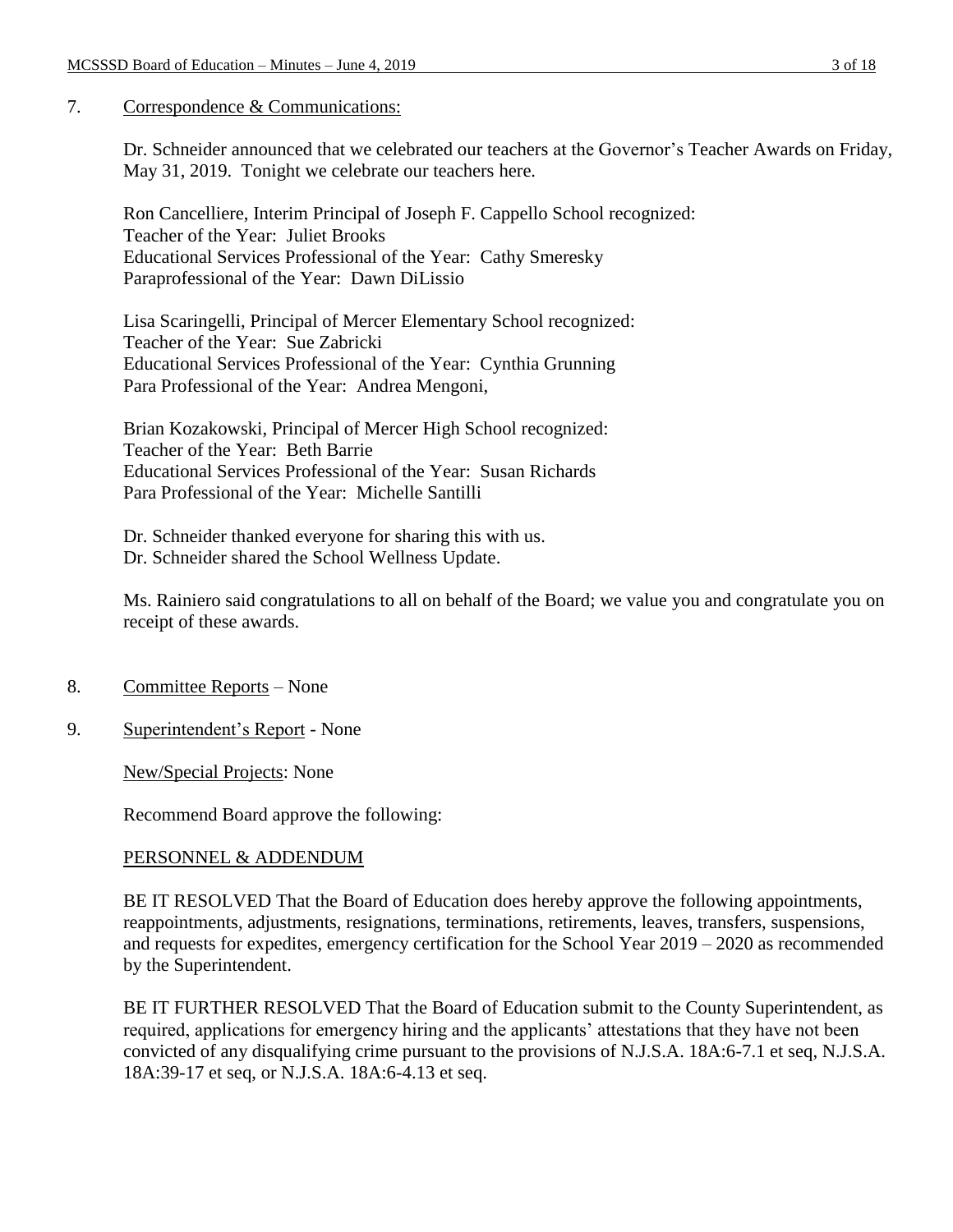7. Correspondence & Communications:

Dr. Schneider announced that we celebrated our teachers at the Governor's Teacher Awards on Friday, May 31, 2019. Tonight we celebrate our teachers here.

Ron Cancelliere, Interim Principal of Joseph F. Cappello School recognized:
Teacher of the Year: Juliet Brooks
Educational Services Professional of the Year: Cathy Smeresky
Paraprofessional of the Year: Dawn DiLissio

Lisa Scaringelli, Principal of Mercer Elementary School recognized:
Teacher of the Year: Sue Zabricki
Educational Services Professional of the Year: Cynthia Grunning
Para Professional of the Year: Andrea Mengoni,

Brian Kozakowski, Principal of Mercer High School recognized:
Teacher of the Year: Beth Barrie
Educational Services Professional of the Year: Susan Richards
Para Professional of the Year: Michelle Santilli

Dr. Schneider thanked everyone for sharing this with us.
Dr. Schneider shared the School Wellness Update.

Ms. Rainiero said congratulations to all on behalf of the Board; we value you and congratulate you on receipt of these awards.

8. Committee Reports – None

9. Superintendent's Report - None

New/Special Projects: None

Recommend Board approve the following:

PERSONNEL & ADDENDUM

BE IT RESOLVED That the Board of Education does hereby approve the following appointments, reappointments, adjustments, resignations, terminations, retirements, leaves, transfers, suspensions, and requests for expedites, emergency certification for the School Year 2019 – 2020 as recommended by the Superintendent.

BE IT FURTHER RESOLVED That the Board of Education submit to the County Superintendent, as required, applications for emergency hiring and the applicants' attestations that they have not been convicted of any disqualifying crime pursuant to the provisions of N.J.S.A. 18A:6-7.1 et seq, N.J.S.A. 18A:39-17 et seq, or N.J.S.A. 18A:6-4.13 et seq.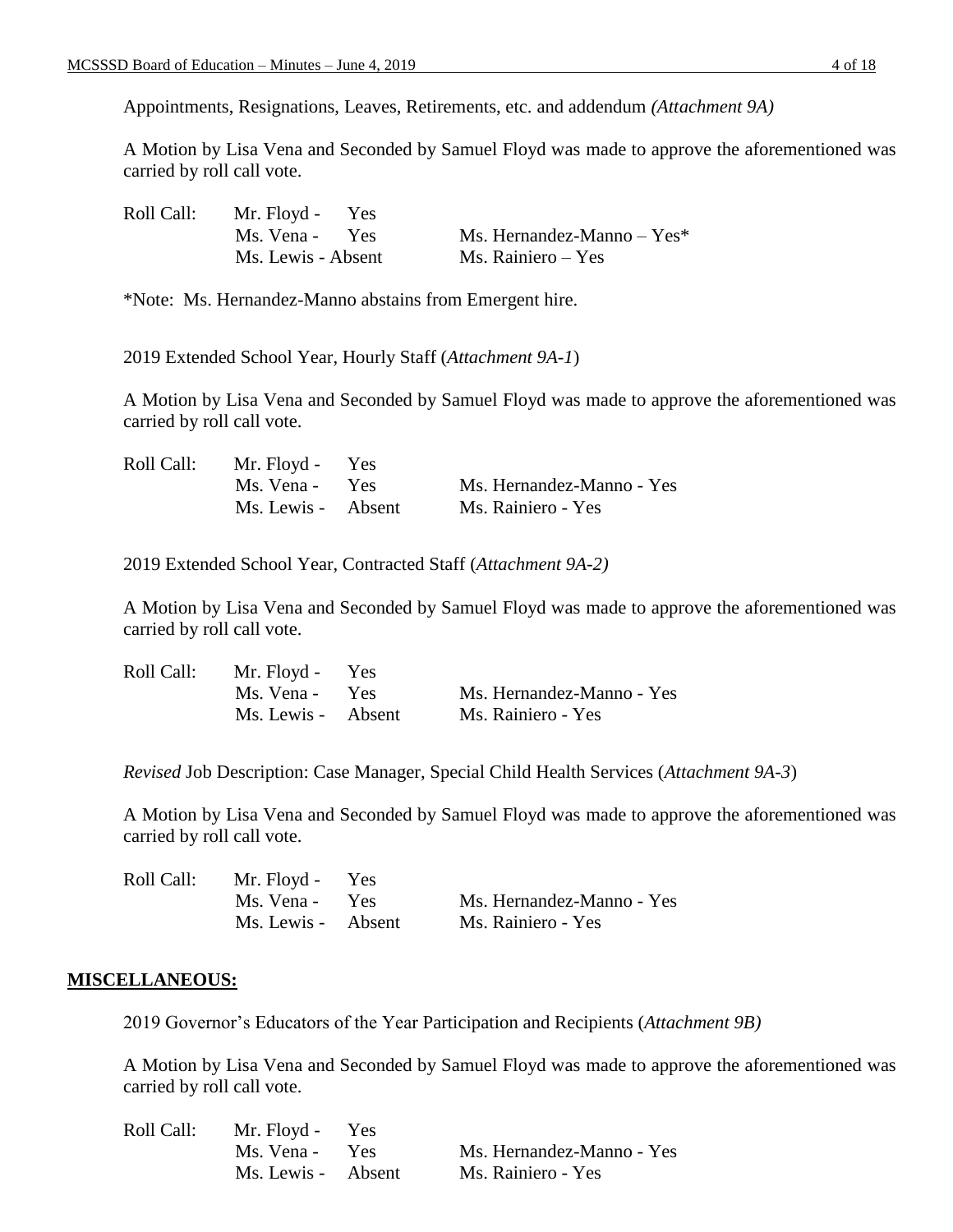Appointments, Resignations, Leaves, Retirements, etc. and addendum *(Attachment 9A)*

A Motion by Lisa Vena and Seconded by Samuel Floyd was made to approve the aforementioned was carried by roll call vote.

| Roll Call: | Mr. Floyd - Yes | |
|---|---|---|
| | Ms. Vena - Yes | Ms. Hernandez-Manno – Yes* |
| | Ms. Lewis - Absent | Ms. Rainiero – Yes |

*Note: Ms. Hernandez-Manno abstains from Emergent hire.

2019 Extended School Year, Hourly Staff (*Attachment 9A-1*)

A Motion by Lisa Vena and Seconded by Samuel Floyd was made to approve the aforementioned was carried by roll call vote.

| Roll Call: | Mr. Floyd - Yes | |
|---|---|---|
| | Ms. Vena - Yes | Ms. Hernandez-Manno - Yes |
| | Ms. Lewis - Absent | Ms. Rainiero - Yes |

2019 Extended School Year, Contracted Staff (*Attachment 9A-2)*

A Motion by Lisa Vena and Seconded by Samuel Floyd was made to approve the aforementioned was carried by roll call vote.

| Roll Call: | Mr. Floyd - Yes | |
|---|---|---|
| | Ms. Vena - Yes | Ms. Hernandez-Manno - Yes |
| | Ms. Lewis - Absent | Ms. Rainiero - Yes |

*Revised* Job Description: Case Manager, Special Child Health Services (*Attachment 9A-3*)

A Motion by Lisa Vena and Seconded by Samuel Floyd was made to approve the aforementioned was carried by roll call vote.

| Roll Call: | Mr. Floyd - Yes | |
|---|---|---|
| | Ms. Vena - Yes | Ms. Hernandez-Manno - Yes |
| | Ms. Lewis - Absent | Ms. Rainiero - Yes |

## MISCELLANEOUS:

2019 Governor's Educators of the Year Participation and Recipients (*Attachment 9B)*

A Motion by Lisa Vena and Seconded by Samuel Floyd was made to approve the aforementioned was carried by roll call vote.

| Roll Call: | Mr. Floyd - Yes | |
|---|---|---|
| | Ms. Vena - Yes | Ms. Hernandez-Manno - Yes |
| | Ms. Lewis - Absent | Ms. Rainiero - Yes |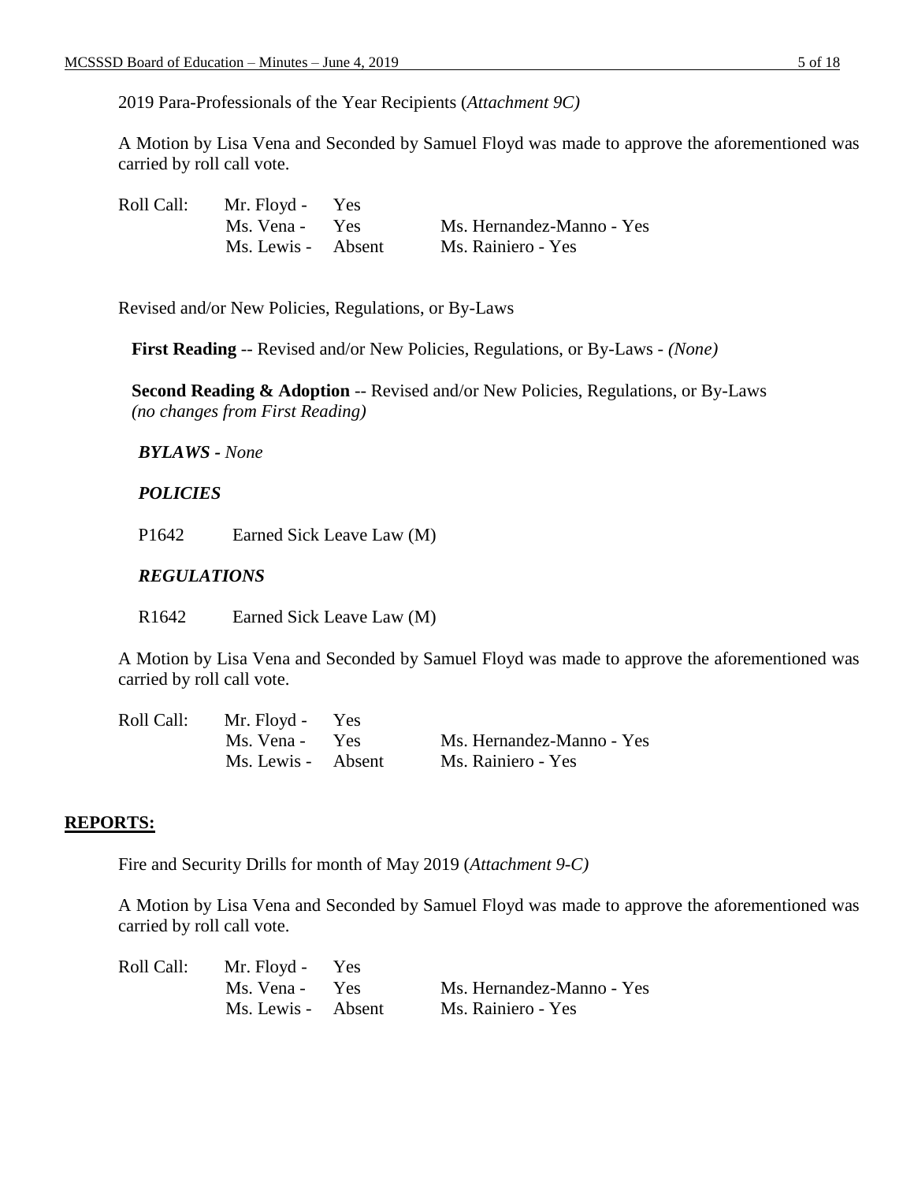2019 Para-Professionals of the Year Recipients (*Attachment 9C)*

A Motion by Lisa Vena and Seconded by Samuel Floyd was made to approve the aforementioned was carried by roll call vote.

| Roll Call: | Mr. Floyd - Yes | |
|---|---|---|
| | Ms. Vena - Yes | Ms. Hernandez-Manno - Yes |
| | Ms. Lewis - Absent | Ms. Rainiero - Yes |

Revised and/or New Policies, Regulations, or By-Laws

**First Reading** -- Revised and/or New Policies, Regulations, or By-Laws - *(None)*

**Second Reading & Adoption** -- Revised and/or New Policies, Regulations, or By-Laws *(no changes from First Reading)*

***BYLAWS*** *- None*

***POLICIES***

P1642 Earned Sick Leave Law (M)

***REGULATIONS***

R1642 Earned Sick Leave Law (M)

A Motion by Lisa Vena and Seconded by Samuel Floyd was made to approve the aforementioned was carried by roll call vote.

| Roll Call: | Mr. Floyd - Yes | |
|---|---|---|
| | Ms. Vena - Yes | Ms. Hernandez-Manno - Yes |
| | Ms. Lewis - Absent | Ms. Rainiero - Yes |

## REPORTS:

Fire and Security Drills for month of May 2019 (*Attachment 9-C)*

A Motion by Lisa Vena and Seconded by Samuel Floyd was made to approve the aforementioned was carried by roll call vote.

| Roll Call: | Mr. Floyd - Yes | |
|---|---|---|
| | Ms. Vena - Yes | Ms. Hernandez-Manno - Yes |
| | Ms. Lewis - Absent | Ms. Rainiero - Yes |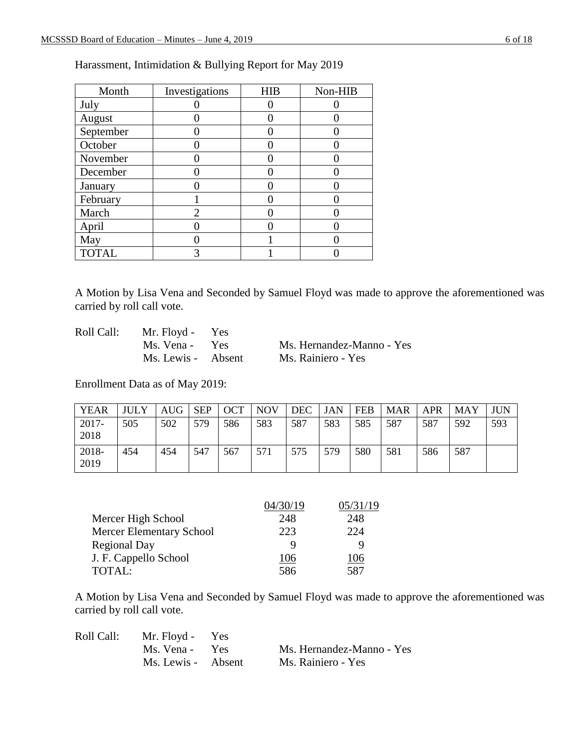Harassment, Intimidation & Bullying Report for May 2019

| Month | Investigations | HIB | Non-HIB |
|---|---|---|---|
| July | 0 | 0 | 0 |
| August | 0 | 0 | 0 |
| September | 0 | 0 | 0 |
| October | 0 | 0 | 0 |
| November | 0 | 0 | 0 |
| December | 0 | 0 | 0 |
| January | 0 | 0 | 0 |
| February | 1 | 0 | 0 |
| March | 2 | 0 | 0 |
| April | 0 | 0 | 0 |
| May | 0 | 1 | 0 |
| TOTAL | 3 | 1 | 0 |

A Motion by Lisa Vena and Seconded by Samuel Floyd was made to approve the aforementioned was carried by roll call vote.

Roll Call: Mr. Floyd - Yes
Ms. Vena - Yes  Ms. Hernandez-Manno - Yes
Ms. Lewis - Absent  Ms. Rainiero - Yes

Enrollment Data as of May 2019:

| YEAR | JULY | AUG | SEP | OCT | NOV | DEC | JAN | FEB | MAR | APR | MAY | JUN |
|---|---|---|---|---|---|---|---|---|---|---|---|---|
| 2017-2018 | 505 | 502 | 579 | 586 | 583 | 587 | 583 | 585 | 587 | 587 | 592 | 593 |
| 2018-2019 | 454 | 454 | 547 | 567 | 571 | 575 | 579 | 580 | 581 | 586 | 587 | |

| | 04/30/19 | 05/31/19 |
|---|---|---|
| Mercer High School | 248 | 248 |
| Mercer Elementary School | 223 | 224 |
| Regional Day | 9 | 9 |
| J. F. Cappello School | 106 | 106 |
| TOTAL: | 586 | 587 |

A Motion by Lisa Vena and Seconded by Samuel Floyd was made to approve the aforementioned was carried by roll call vote.

Roll Call: Mr. Floyd - Yes
Ms. Vena - Yes  Ms. Hernandez-Manno - Yes
Ms. Lewis - Absent  Ms. Rainiero - Yes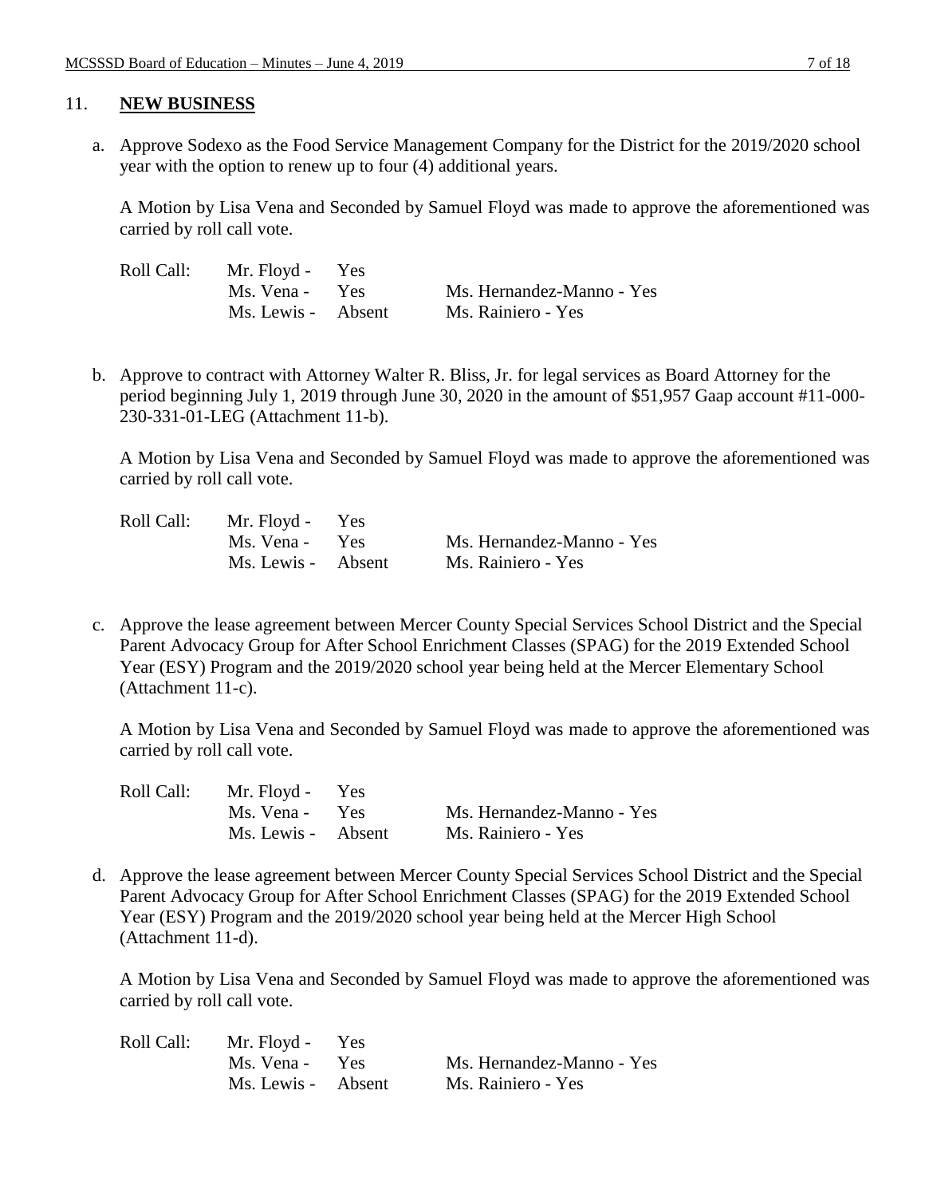## 11. **NEW BUSINESS**

a. Approve Sodexo as the Food Service Management Company for the District for the 2019/2020 school year with the option to renew up to four (4) additional years.

A Motion by Lisa Vena and Seconded by Samuel Floyd was made to approve the aforementioned was carried by roll call vote.

| Roll Call: | Mr. Floyd - Yes | |
|---|---|---|
| | Ms. Vena - Yes | Ms. Hernandez-Manno - Yes |
| | Ms. Lewis - Absent | Ms. Rainiero - Yes |

b. Approve to contract with Attorney Walter R. Bliss, Jr. for legal services as Board Attorney for the period beginning July 1, 2019 through June 30, 2020 in the amount of $51,957 Gaap account #11-000-230-331-01-LEG (Attachment 11-b).

A Motion by Lisa Vena and Seconded by Samuel Floyd was made to approve the aforementioned was carried by roll call vote.

| Roll Call: | Mr. Floyd - Yes | |
|---|---|---|
| | Ms. Vena - Yes | Ms. Hernandez-Manno - Yes |
| | Ms. Lewis - Absent | Ms. Rainiero - Yes |

c. Approve the lease agreement between Mercer County Special Services School District and the Special Parent Advocacy Group for After School Enrichment Classes (SPAG) for the 2019 Extended School Year (ESY) Program and the 2019/2020 school year being held at the Mercer Elementary School (Attachment 11-c).

A Motion by Lisa Vena and Seconded by Samuel Floyd was made to approve the aforementioned was carried by roll call vote.

| Roll Call: | Mr. Floyd - Yes | |
|---|---|---|
| | Ms. Vena - Yes | Ms. Hernandez-Manno - Yes |
| | Ms. Lewis - Absent | Ms. Rainiero - Yes |

d. Approve the lease agreement between Mercer County Special Services School District and the Special Parent Advocacy Group for After School Enrichment Classes (SPAG) for the 2019 Extended School Year (ESY) Program and the 2019/2020 school year being held at the Mercer High School (Attachment 11-d).

A Motion by Lisa Vena and Seconded by Samuel Floyd was made to approve the aforementioned was carried by roll call vote.

| Roll Call: | Mr. Floyd - Yes | |
|---|---|---|
| | Ms. Vena - Yes | Ms. Hernandez-Manno - Yes |
| | Ms. Lewis - Absent | Ms. Rainiero - Yes |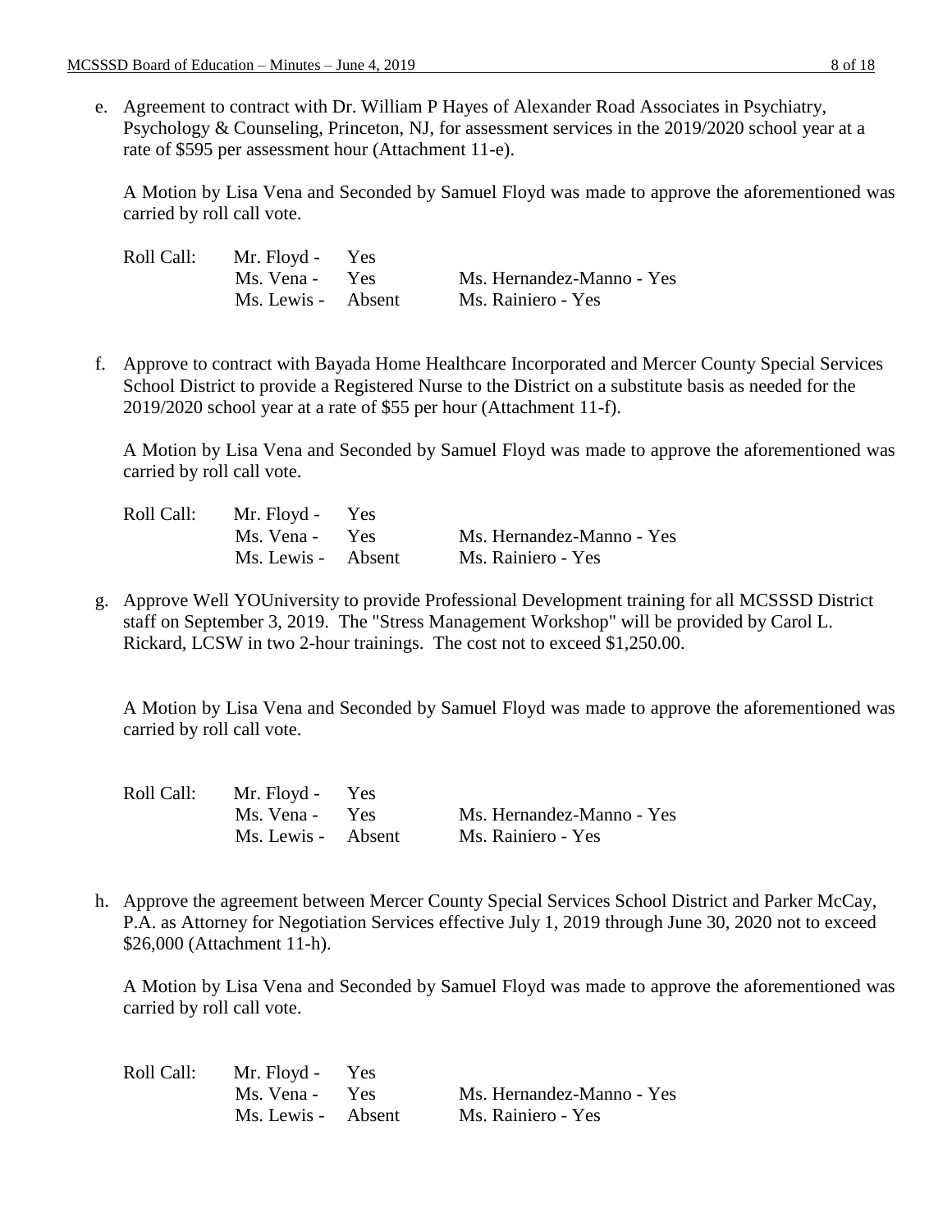e. Agreement to contract with Dr. William P Hayes of Alexander Road Associates in Psychiatry, Psychology & Counseling, Princeton, NJ, for assessment services in the 2019/2020 school year at a rate of $595 per assessment hour (Attachment 11-e).

   A Motion by Lisa Vena and Seconded by Samuel Floyd was made to approve the aforementioned was carried by roll call vote.

   | Roll Call: | Mr. Floyd - Yes | |
   |---|---|---|
   | | Ms. Vena - Yes | Ms. Hernandez-Manno - Yes |
   | | Ms. Lewis - Absent | Ms. Rainiero - Yes |

f. Approve to contract with Bayada Home Healthcare Incorporated and Mercer County Special Services School District to provide a Registered Nurse to the District on a substitute basis as needed for the 2019/2020 school year at a rate of $55 per hour (Attachment 11-f).

   A Motion by Lisa Vena and Seconded by Samuel Floyd was made to approve the aforementioned was carried by roll call vote.

   | Roll Call: | Mr. Floyd - Yes | |
   |---|---|---|
   | | Ms. Vena - Yes | Ms. Hernandez-Manno - Yes |
   | | Ms. Lewis - Absent | Ms. Rainiero - Yes |

g. Approve Well YOUniversity to provide Professional Development training for all MCSSSD District staff on September 3, 2019. The "Stress Management Workshop" will be provided by Carol L. Rickard, LCSW in two 2-hour trainings. The cost not to exceed $1,250.00.

   A Motion by Lisa Vena and Seconded by Samuel Floyd was made to approve the aforementioned was carried by roll call vote.

   | Roll Call: | Mr. Floyd - Yes | |
   |---|---|---|
   | | Ms. Vena - Yes | Ms. Hernandez-Manno - Yes |
   | | Ms. Lewis - Absent | Ms. Rainiero - Yes |

h. Approve the agreement between Mercer County Special Services School District and Parker McCay, P.A. as Attorney for Negotiation Services effective July 1, 2019 through June 30, 2020 not to exceed $26,000 (Attachment 11-h).

   A Motion by Lisa Vena and Seconded by Samuel Floyd was made to approve the aforementioned was carried by roll call vote.

   | Roll Call: | Mr. Floyd - Yes | |
   |---|---|---|
   | | Ms. Vena - Yes | Ms. Hernandez-Manno - Yes |
   | | Ms. Lewis - Absent | Ms. Rainiero - Yes |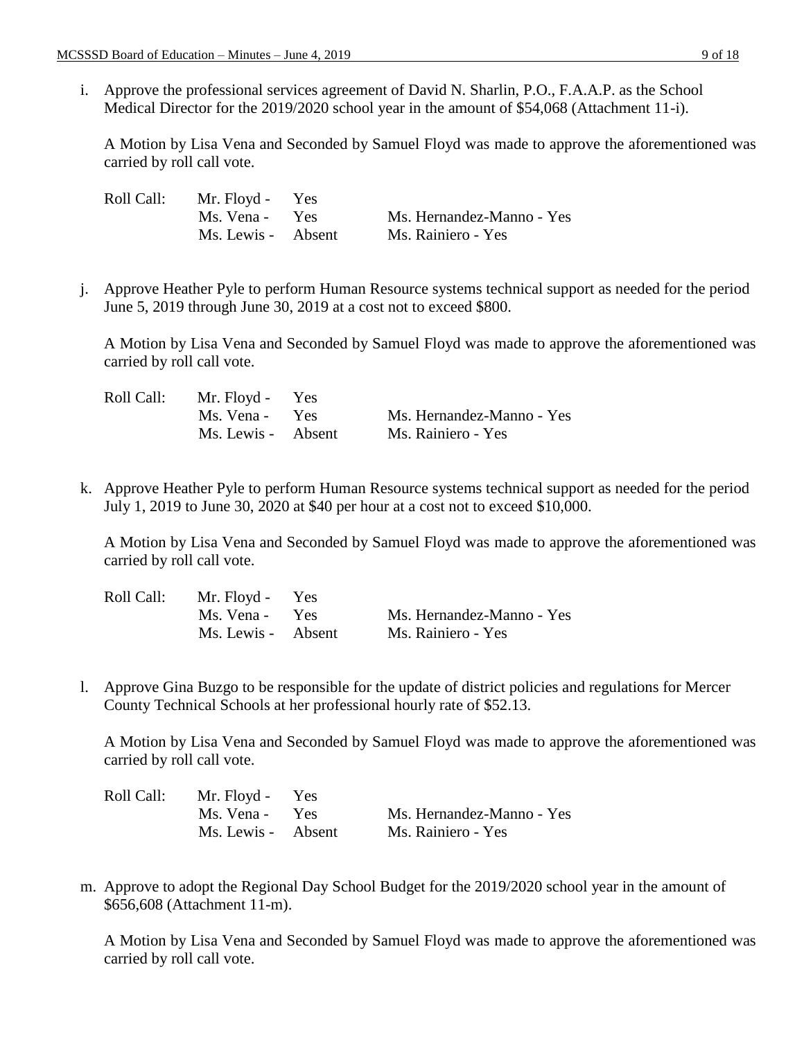i. Approve the professional services agreement of David N. Sharlin, P.O., F.A.A.P. as the School Medical Director for the 2019/2020 school year in the amount of $54,068 (Attachment 11-i).

A Motion by Lisa Vena and Seconded by Samuel Floyd was made to approve the aforementioned was carried by roll call vote.

| Roll Call: | Mr. Floyd - Yes | |
|---|---|---|
| | Ms. Vena - Yes | Ms. Hernandez-Manno - Yes |
| | Ms. Lewis - Absent | Ms. Rainiero - Yes |

j. Approve Heather Pyle to perform Human Resource systems technical support as needed for the period June 5, 2019 through June 30, 2019 at a cost not to exceed $800.

A Motion by Lisa Vena and Seconded by Samuel Floyd was made to approve the aforementioned was carried by roll call vote.

| Roll Call: | Mr. Floyd - Yes | |
|---|---|---|
| | Ms. Vena - Yes | Ms. Hernandez-Manno - Yes |
| | Ms. Lewis - Absent | Ms. Rainiero - Yes |

k. Approve Heather Pyle to perform Human Resource systems technical support as needed for the period July 1, 2019 to June 30, 2020 at $40 per hour at a cost not to exceed $10,000.

A Motion by Lisa Vena and Seconded by Samuel Floyd was made to approve the aforementioned was carried by roll call vote.

| Roll Call: | Mr. Floyd - Yes | |
|---|---|---|
| | Ms. Vena - Yes | Ms. Hernandez-Manno - Yes |
| | Ms. Lewis - Absent | Ms. Rainiero - Yes |

l. Approve Gina Buzgo to be responsible for the update of district policies and regulations for Mercer County Technical Schools at her professional hourly rate of $52.13.

A Motion by Lisa Vena and Seconded by Samuel Floyd was made to approve the aforementioned was carried by roll call vote.

| Roll Call: | Mr. Floyd - Yes | |
|---|---|---|
| | Ms. Vena - Yes | Ms. Hernandez-Manno - Yes |
| | Ms. Lewis - Absent | Ms. Rainiero - Yes |

m. Approve to adopt the Regional Day School Budget for the 2019/2020 school year in the amount of $656,608 (Attachment 11-m).

A Motion by Lisa Vena and Seconded by Samuel Floyd was made to approve the aforementioned was carried by roll call vote.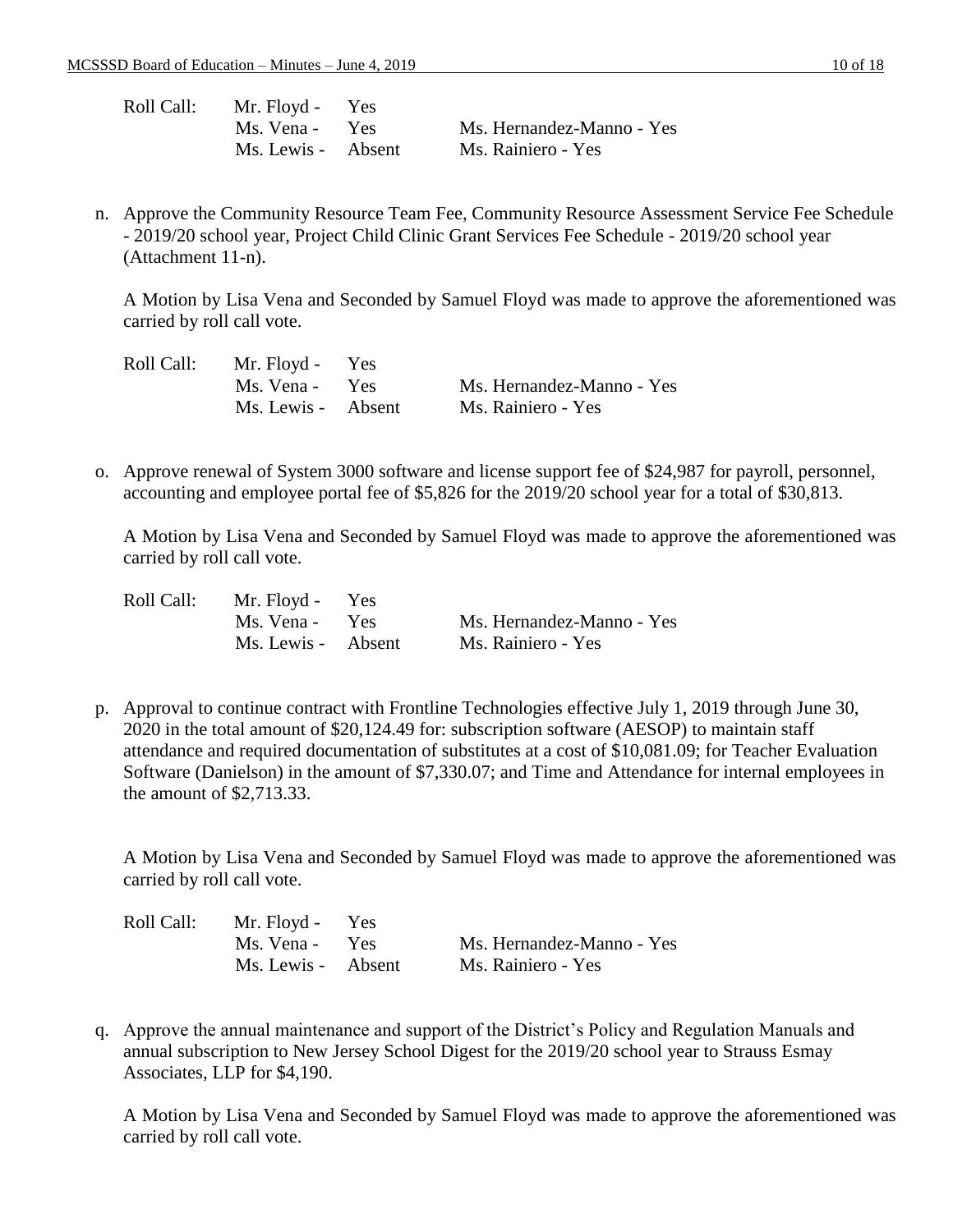| Roll Call: | Mr. Floyd - | Yes | |
|---|---|---|---|
| | Ms. Vena - | Yes | Ms. Hernandez-Manno - Yes |
| | Ms. Lewis - | Absent | Ms. Rainiero - Yes |

n. Approve the Community Resource Team Fee, Community Resource Assessment Service Fee Schedule - 2019/20 school year, Project Child Clinic Grant Services Fee Schedule - 2019/20 school year (Attachment 11-n).

   A Motion by Lisa Vena and Seconded by Samuel Floyd was made to approve the aforementioned was carried by roll call vote.

| Roll Call: | Mr. Floyd - | Yes | |
|---|---|---|---|
| | Ms. Vena - | Yes | Ms. Hernandez-Manno - Yes |
| | Ms. Lewis - | Absent | Ms. Rainiero - Yes |

o. Approve renewal of System 3000 software and license support fee of $24,987 for payroll, personnel, accounting and employee portal fee of $5,826 for the 2019/20 school year for a total of $30,813.

   A Motion by Lisa Vena and Seconded by Samuel Floyd was made to approve the aforementioned was carried by roll call vote.

| Roll Call: | Mr. Floyd - | Yes | |
|---|---|---|---|
| | Ms. Vena - | Yes | Ms. Hernandez-Manno - Yes |
| | Ms. Lewis - | Absent | Ms. Rainiero - Yes |

p. Approval to continue contract with Frontline Technologies effective July 1, 2019 through June 30, 2020 in the total amount of $20,124.49 for: subscription software (AESOP) to maintain staff attendance and required documentation of substitutes at a cost of $10,081.09; for Teacher Evaluation Software (Danielson) in the amount of $7,330.07; and Time and Attendance for internal employees in the amount of $2,713.33.

   A Motion by Lisa Vena and Seconded by Samuel Floyd was made to approve the aforementioned was carried by roll call vote.

| Roll Call: | Mr. Floyd - | Yes | |
|---|---|---|---|
| | Ms. Vena - | Yes | Ms. Hernandez-Manno - Yes |
| | Ms. Lewis - | Absent | Ms. Rainiero - Yes |

q. Approve the annual maintenance and support of the District's Policy and Regulation Manuals and annual subscription to New Jersey School Digest for the 2019/20 school year to Strauss Esmay Associates, LLP for $4,190.

   A Motion by Lisa Vena and Seconded by Samuel Floyd was made to approve the aforementioned was carried by roll call vote.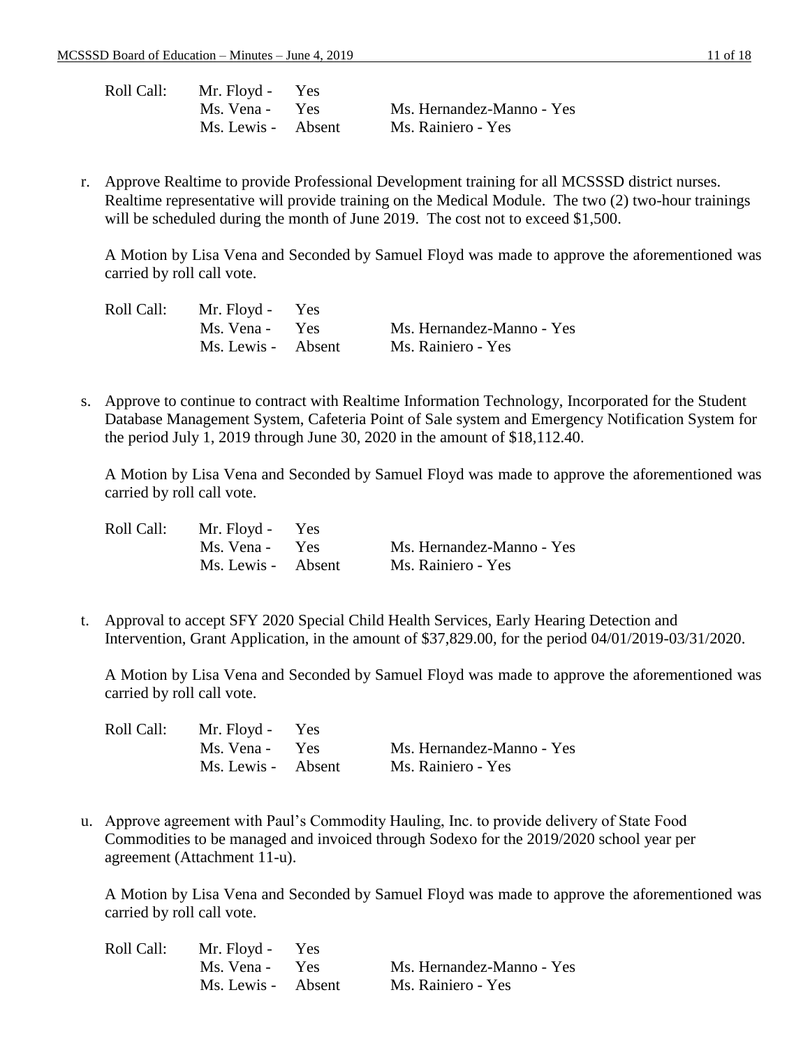Roll Call: Mr. Floyd - Yes
Ms. Vena - Yes Ms. Hernandez-Manno - Yes
Ms. Lewis - Absent Ms. Rainiero - Yes

r. Approve Realtime to provide Professional Development training for all MCSSSD district nurses. Realtime representative will provide training on the Medical Module. The two (2) two-hour trainings will be scheduled during the month of June 2019. The cost not to exceed $1,500.

   A Motion by Lisa Vena and Seconded by Samuel Floyd was made to approve the aforementioned was carried by roll call vote.

   Roll Call: Mr. Floyd - Yes
   Ms. Vena - Yes Ms. Hernandez-Manno - Yes
   Ms. Lewis - Absent Ms. Rainiero - Yes

s. Approve to continue to contract with Realtime Information Technology, Incorporated for the Student Database Management System, Cafeteria Point of Sale system and Emergency Notification System for the period July 1, 2019 through June 30, 2020 in the amount of $18,112.40.

   A Motion by Lisa Vena and Seconded by Samuel Floyd was made to approve the aforementioned was carried by roll call vote.

   Roll Call: Mr. Floyd - Yes
   Ms. Vena - Yes Ms. Hernandez-Manno - Yes
   Ms. Lewis - Absent Ms. Rainiero - Yes

t. Approval to accept SFY 2020 Special Child Health Services, Early Hearing Detection and Intervention, Grant Application, in the amount of $37,829.00, for the period 04/01/2019-03/31/2020.

   A Motion by Lisa Vena and Seconded by Samuel Floyd was made to approve the aforementioned was carried by roll call vote.

   Roll Call: Mr. Floyd - Yes
   Ms. Vena - Yes Ms. Hernandez-Manno - Yes
   Ms. Lewis - Absent Ms. Rainiero - Yes

u. Approve agreement with Paul's Commodity Hauling, Inc. to provide delivery of State Food Commodities to be managed and invoiced through Sodexo for the 2019/2020 school year per agreement (Attachment 11-u).

   A Motion by Lisa Vena and Seconded by Samuel Floyd was made to approve the aforementioned was carried by roll call vote.

   Roll Call: Mr. Floyd - Yes
   Ms. Vena - Yes Ms. Hernandez-Manno - Yes
   Ms. Lewis - Absent Ms. Rainiero - Yes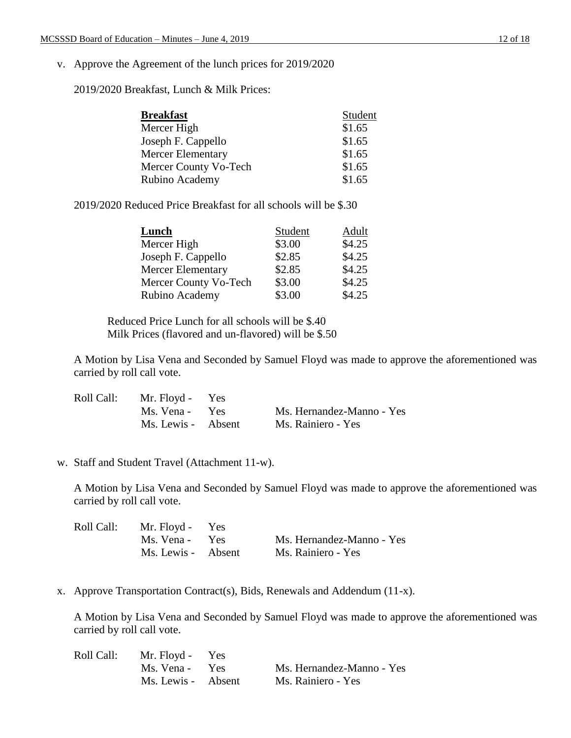v. Approve the Agreement of the lunch prices for 2019/2020

2019/2020 Breakfast, Lunch & Milk Prices:

| **Breakfast** | Student |
|---|---|
| Mercer High | $1.65 |
| Joseph F. Cappello | $1.65 |
| Mercer Elementary | $1.65 |
| Mercer County Vo-Tech | $1.65 |
| Rubino Academy | $1.65 |

2019/2020 Reduced Price Breakfast for all schools will be $.30

| **Lunch** | Student | Adult |
|---|---|---|
| Mercer High | $3.00 | $4.25 |
| Joseph F. Cappello | $2.85 | $4.25 |
| Mercer Elementary | $2.85 | $4.25 |
| Mercer County Vo-Tech | $3.00 | $4.25 |
| Rubino Academy | $3.00 | $4.25 |

Reduced Price Lunch for all schools will be $.40
Milk Prices (flavored and un-flavored) will be $.50

A Motion by Lisa Vena and Seconded by Samuel Floyd was made to approve the aforementioned was carried by roll call vote.

Roll Call: Mr. Floyd - Yes
Ms. Vena - Yes
Ms. Hernandez-Manno - Yes
Ms. Lewis - Absent
Ms. Rainiero - Yes

w. Staff and Student Travel (Attachment 11-w).

A Motion by Lisa Vena and Seconded by Samuel Floyd was made to approve the aforementioned was carried by roll call vote.

Roll Call: Mr. Floyd - Yes
Ms. Vena - Yes
Ms. Hernandez-Manno - Yes
Ms. Lewis - Absent
Ms. Rainiero - Yes

x. Approve Transportation Contract(s), Bids, Renewals and Addendum (11-x).

A Motion by Lisa Vena and Seconded by Samuel Floyd was made to approve the aforementioned was carried by roll call vote.

Roll Call: Mr. Floyd - Yes
Ms. Vena - Yes
Ms. Hernandez-Manno - Yes
Ms. Lewis - Absent
Ms. Rainiero - Yes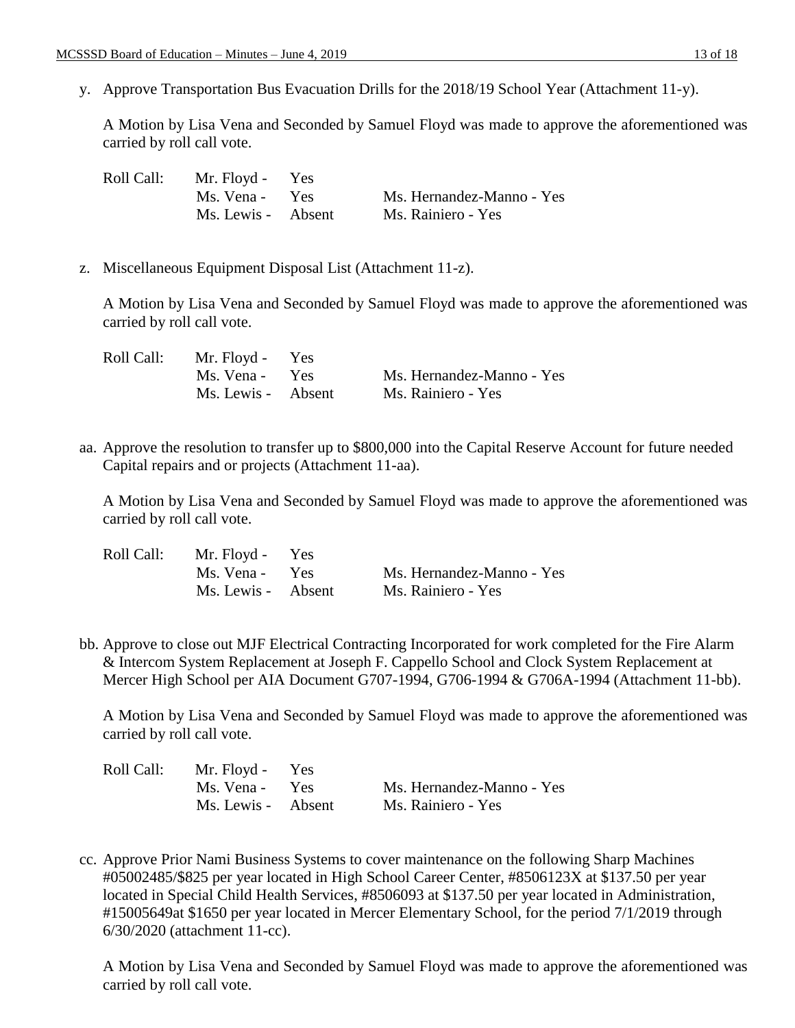y. Approve Transportation Bus Evacuation Drills for the 2018/19 School Year (Attachment 11-y).

A Motion by Lisa Vena and Seconded by Samuel Floyd was made to approve the aforementioned was carried by roll call vote.

| Roll Call: | Mr. Floyd - | Yes | |
|---|---|---|---|
| | Ms. Vena - | Yes | Ms. Hernandez-Manno - Yes |
| | Ms. Lewis - | Absent | Ms. Rainiero - Yes |

z. Miscellaneous Equipment Disposal List (Attachment 11-z).

A Motion by Lisa Vena and Seconded by Samuel Floyd was made to approve the aforementioned was carried by roll call vote.

| Roll Call: | Mr. Floyd - | Yes | |
|---|---|---|---|
| | Ms. Vena - | Yes | Ms. Hernandez-Manno - Yes |
| | Ms. Lewis - | Absent | Ms. Rainiero - Yes |

aa. Approve the resolution to transfer up to $800,000 into the Capital Reserve Account for future needed Capital repairs and or projects (Attachment 11-aa).

A Motion by Lisa Vena and Seconded by Samuel Floyd was made to approve the aforementioned was carried by roll call vote.

| Roll Call: | Mr. Floyd - | Yes | |
|---|---|---|---|
| | Ms. Vena - | Yes | Ms. Hernandez-Manno - Yes |
| | Ms. Lewis - | Absent | Ms. Rainiero - Yes |

bb. Approve to close out MJF Electrical Contracting Incorporated for work completed for the Fire Alarm & Intercom System Replacement at Joseph F. Cappello School and Clock System Replacement at Mercer High School per AIA Document G707-1994, G706-1994 & G706A-1994 (Attachment 11-bb).

A Motion by Lisa Vena and Seconded by Samuel Floyd was made to approve the aforementioned was carried by roll call vote.

| Roll Call: | Mr. Floyd - | Yes | |
|---|---|---|---|
| | Ms. Vena - | Yes | Ms. Hernandez-Manno - Yes |
| | Ms. Lewis - | Absent | Ms. Rainiero - Yes |

cc. Approve Prior Nami Business Systems to cover maintenance on the following Sharp Machines #05002485/$825 per year located in High School Career Center, #8506123X at $137.50 per year located in Special Child Health Services, #8506093 at $137.50 per year located in Administration, #15005649at $1650 per year located in Mercer Elementary School, for the period 7/1/2019 through 6/30/2020 (attachment 11-cc).

A Motion by Lisa Vena and Seconded by Samuel Floyd was made to approve the aforementioned was carried by roll call vote.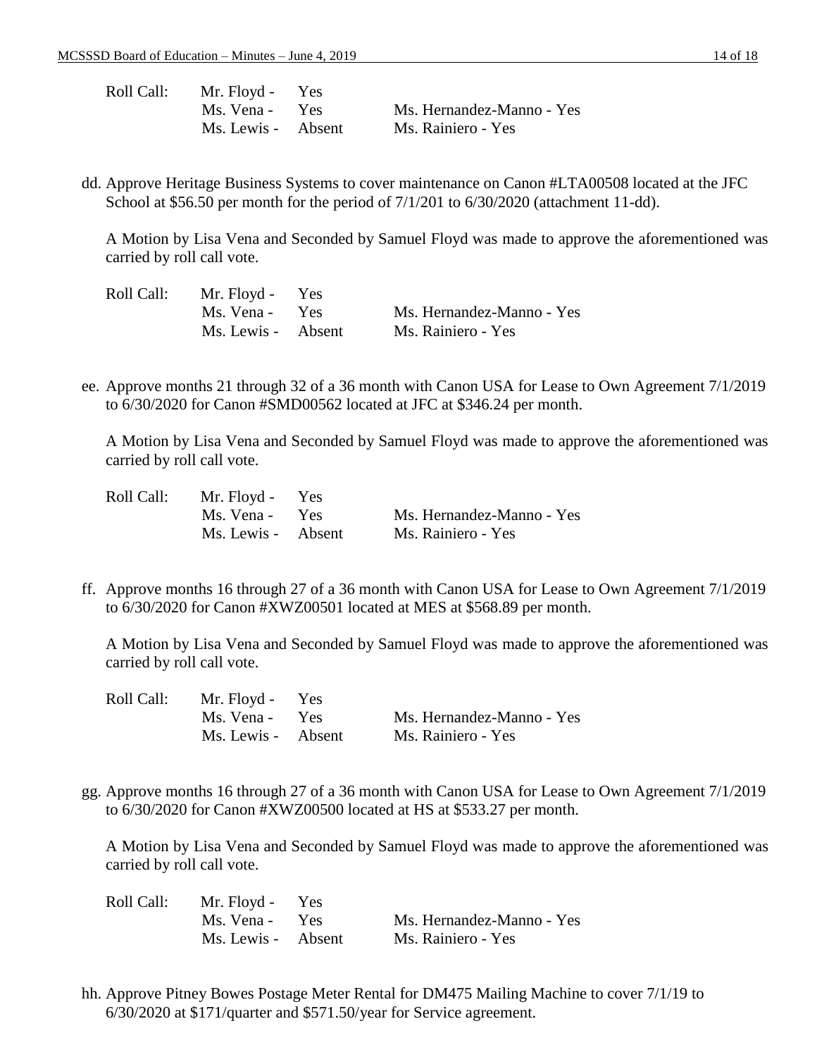Roll Call: Mr. Floyd - Yes
Ms. Vena - Yes Ms. Hernandez-Manno - Yes
Ms. Lewis - Absent Ms. Rainiero - Yes

dd. Approve Heritage Business Systems to cover maintenance on Canon #LTA00508 located at the JFC School at $56.50 per month for the period of 7/1/201 to 6/30/2020 (attachment 11-dd).

A Motion by Lisa Vena and Seconded by Samuel Floyd was made to approve the aforementioned was carried by roll call vote.

Roll Call: Mr. Floyd - Yes
Ms. Vena - Yes Ms. Hernandez-Manno - Yes
Ms. Lewis - Absent Ms. Rainiero - Yes

ee. Approve months 21 through 32 of a 36 month with Canon USA for Lease to Own Agreement 7/1/2019 to 6/30/2020 for Canon #SMD00562 located at JFC at $346.24 per month.

A Motion by Lisa Vena and Seconded by Samuel Floyd was made to approve the aforementioned was carried by roll call vote.

Roll Call: Mr. Floyd - Yes
Ms. Vena - Yes Ms. Hernandez-Manno - Yes
Ms. Lewis - Absent Ms. Rainiero - Yes

ff. Approve months 16 through 27 of a 36 month with Canon USA for Lease to Own Agreement 7/1/2019 to 6/30/2020 for Canon #XWZ00501 located at MES at $568.89 per month.

A Motion by Lisa Vena and Seconded by Samuel Floyd was made to approve the aforementioned was carried by roll call vote.

Roll Call: Mr. Floyd - Yes
Ms. Vena - Yes Ms. Hernandez-Manno - Yes
Ms. Lewis - Absent Ms. Rainiero - Yes

gg. Approve months 16 through 27 of a 36 month with Canon USA for Lease to Own Agreement 7/1/2019 to 6/30/2020 for Canon #XWZ00500 located at HS at $533.27 per month.

A Motion by Lisa Vena and Seconded by Samuel Floyd was made to approve the aforementioned was carried by roll call vote.

Roll Call: Mr. Floyd - Yes
Ms. Vena - Yes Ms. Hernandez-Manno - Yes
Ms. Lewis - Absent Ms. Rainiero - Yes

hh. Approve Pitney Bowes Postage Meter Rental for DM475 Mailing Machine to cover 7/1/19 to 6/30/2020 at $171/quarter and $571.50/year for Service agreement.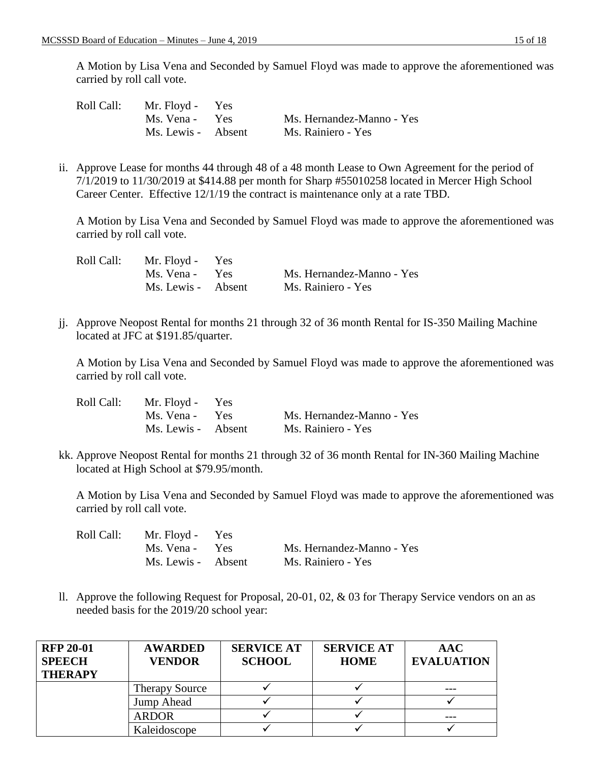A Motion by Lisa Vena and Seconded by Samuel Floyd was made to approve the aforementioned was carried by roll call vote.

Roll Call: Mr. Floyd - Yes
Ms. Vena - Yes    Ms. Hernandez-Manno - Yes
Ms. Lewis - Absent    Ms. Rainiero - Yes

ii. Approve Lease for months 44 through 48 of a 48 month Lease to Own Agreement for the period of 7/1/2019 to 11/30/2019 at $414.88 per month for Sharp #55010258 located in Mercer High School Career Center. Effective 12/1/19 the contract is maintenance only at a rate TBD.

A Motion by Lisa Vena and Seconded by Samuel Floyd was made to approve the aforementioned was carried by roll call vote.

Roll Call: Mr. Floyd - Yes
Ms. Vena - Yes    Ms. Hernandez-Manno - Yes
Ms. Lewis - Absent    Ms. Rainiero - Yes

jj. Approve Neopost Rental for months 21 through 32 of 36 month Rental for IS-350 Mailing Machine located at JFC at $191.85/quarter.

A Motion by Lisa Vena and Seconded by Samuel Floyd was made to approve the aforementioned was carried by roll call vote.

Roll Call: Mr. Floyd - Yes
Ms. Vena - Yes    Ms. Hernandez-Manno - Yes
Ms. Lewis - Absent    Ms. Rainiero - Yes

kk. Approve Neopost Rental for months 21 through 32 of 36 month Rental for IN-360 Mailing Machine located at High School at $79.95/month.

A Motion by Lisa Vena and Seconded by Samuel Floyd was made to approve the aforementioned was carried by roll call vote.

Roll Call: Mr. Floyd - Yes
Ms. Vena - Yes    Ms. Hernandez-Manno - Yes
Ms. Lewis - Absent    Ms. Rainiero - Yes

ll. Approve the following Request for Proposal, 20-01, 02, & 03 for Therapy Service vendors on an as needed basis for the 2019/20 school year:

| **RFP 20-01 SPEECH THERAPY** | **AWARDED VENDOR** | **SERVICE AT SCHOOL** | **SERVICE AT HOME** | **AAC EVALUATION** |
|---|---|---|---|---|
| | Therapy Source | ✓ | ✓ | --- |
| | Jump Ahead | ✓ | ✓ | ✓ |
| | ARDOR | ✓ | ✓ | --- |
| | Kaleidoscope | ✓ | ✓ | ✓ |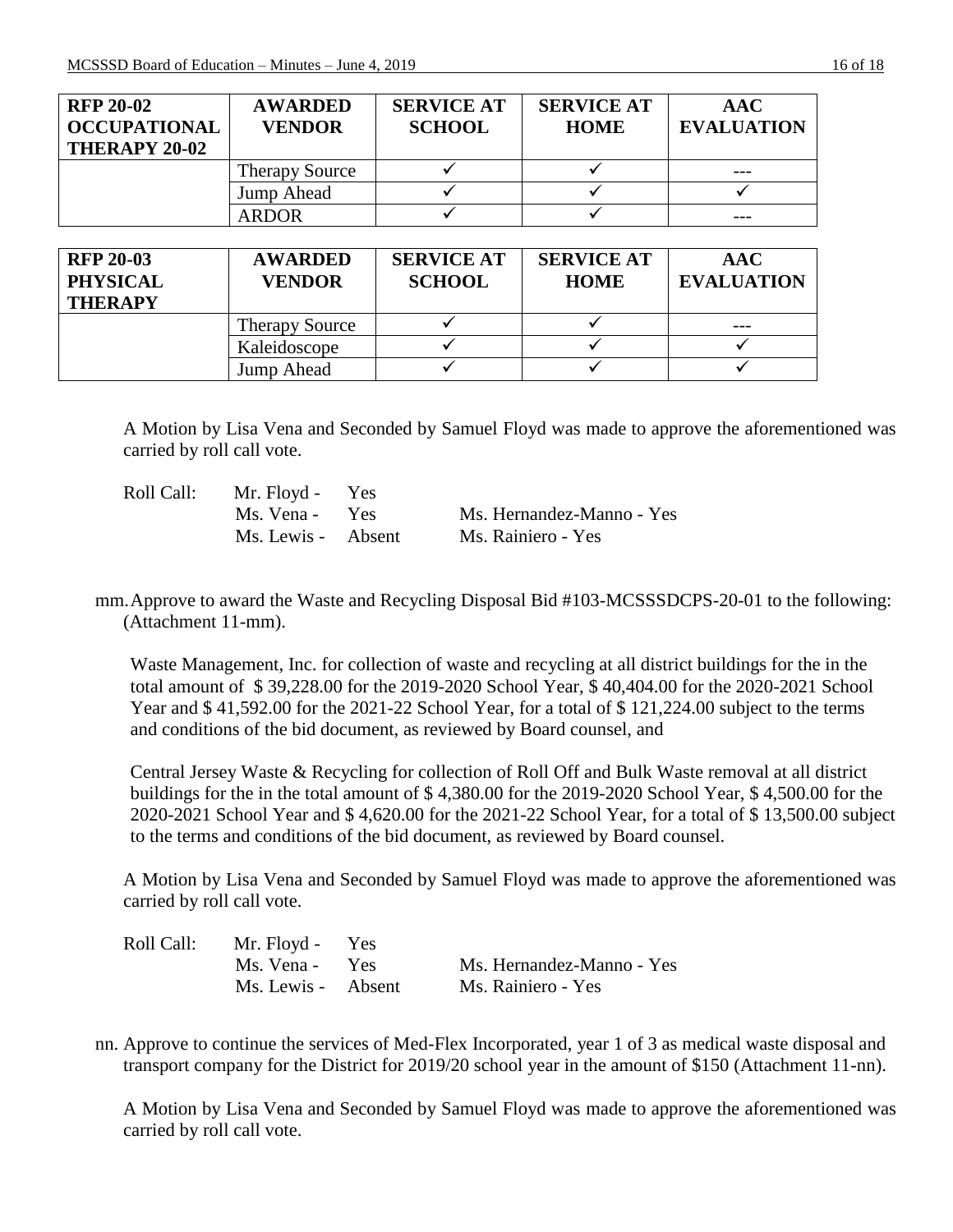| RFP 20-02 OCCUPATIONAL THERAPY 20-02 | AWARDED VENDOR | SERVICE AT SCHOOL | SERVICE AT HOME | AAC EVALUATION |
|---|---|---|---|---|
| | Therapy Source | ✓ | ✓ | --- |
| | Jump Ahead | ✓ | ✓ | ✓ |
| | ARDOR | ✓ | ✓ | --- |

| RFP 20-03 PHYSICAL THERAPY | AWARDED VENDOR | SERVICE AT SCHOOL | SERVICE AT HOME | AAC EVALUATION |
|---|---|---|---|---|
| | Therapy Source | ✓ | ✓ | --- |
| | Kaleidoscope | ✓ | ✓ | ✓ |
| | Jump Ahead | ✓ | ✓ | ✓ |

A Motion by Lisa Vena and Seconded by Samuel Floyd was made to approve the aforementioned was carried by roll call vote.

Roll Call: Mr. Floyd - Yes
Ms. Vena - Yes    Ms. Hernandez-Manno - Yes
Ms. Lewis - Absent    Ms. Rainiero - Yes

mm. Approve to award the Waste and Recycling Disposal Bid #103-MCSSSDCPS-20-01 to the following: (Attachment 11-mm).

Waste Management, Inc. for collection of waste and recycling at all district buildings for the in the total amount of $ 39,228.00 for the 2019-2020 School Year, $ 40,404.00 for the 2020-2021 School Year and $ 41,592.00 for the 2021-22 School Year, for a total of $ 121,224.00 subject to the terms and conditions of the bid document, as reviewed by Board counsel, and

Central Jersey Waste & Recycling for collection of Roll Off and Bulk Waste removal at all district buildings for the in the total amount of $ 4,380.00 for the 2019-2020 School Year, $ 4,500.00 for the 2020-2021 School Year and $ 4,620.00 for the 2021-22 School Year, for a total of $ 13,500.00 subject to the terms and conditions of the bid document, as reviewed by Board counsel.

A Motion by Lisa Vena and Seconded by Samuel Floyd was made to approve the aforementioned was carried by roll call vote.

Roll Call: Mr. Floyd - Yes
Ms. Vena - Yes    Ms. Hernandez-Manno - Yes
Ms. Lewis - Absent    Ms. Rainiero - Yes

nn. Approve to continue the services of Med-Flex Incorporated, year 1 of 3 as medical waste disposal and transport company for the District for 2019/20 school year in the amount of $150 (Attachment 11-nn).

A Motion by Lisa Vena and Seconded by Samuel Floyd was made to approve the aforementioned was carried by roll call vote.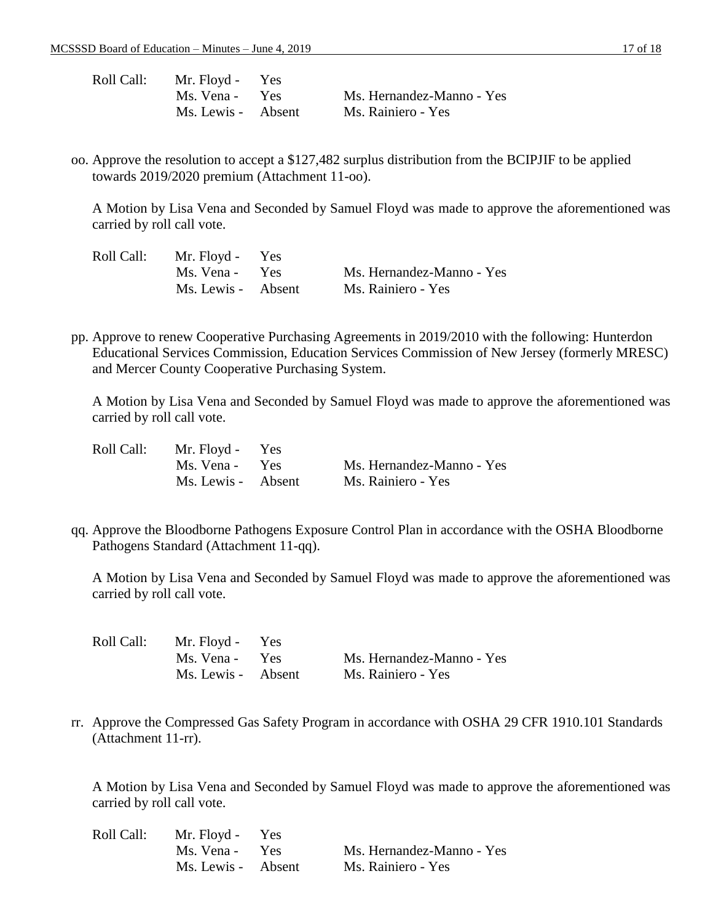| Roll Call: | Mr. Floyd - | Yes | |
|---|---|---|---|
| | Ms. Vena - | Yes | Ms. Hernandez-Manno - Yes |
| | Ms. Lewis - | Absent | Ms. Rainiero - Yes |

oo. Approve the resolution to accept a $127,482 surplus distribution from the BCIPJIF to be applied towards 2019/2020 premium (Attachment 11-oo).

A Motion by Lisa Vena and Seconded by Samuel Floyd was made to approve the aforementioned was carried by roll call vote.

| Roll Call: | Mr. Floyd - | Yes | |
|---|---|---|---|
| | Ms. Vena - | Yes | Ms. Hernandez-Manno - Yes |
| | Ms. Lewis - | Absent | Ms. Rainiero - Yes |

pp. Approve to renew Cooperative Purchasing Agreements in 2019/2010 with the following: Hunterdon Educational Services Commission, Education Services Commission of New Jersey (formerly MRESC) and Mercer County Cooperative Purchasing System.

A Motion by Lisa Vena and Seconded by Samuel Floyd was made to approve the aforementioned was carried by roll call vote.

| Roll Call: | Mr. Floyd - | Yes | |
|---|---|---|---|
| | Ms. Vena - | Yes | Ms. Hernandez-Manno - Yes |
| | Ms. Lewis - | Absent | Ms. Rainiero - Yes |

qq. Approve the Bloodborne Pathogens Exposure Control Plan in accordance with the OSHA Bloodborne Pathogens Standard (Attachment 11-qq).

A Motion by Lisa Vena and Seconded by Samuel Floyd was made to approve the aforementioned was carried by roll call vote.

| Roll Call: | Mr. Floyd - | Yes | |
|---|---|---|---|
| | Ms. Vena - | Yes | Ms. Hernandez-Manno - Yes |
| | Ms. Lewis - | Absent | Ms. Rainiero - Yes |

rr. Approve the Compressed Gas Safety Program in accordance with OSHA 29 CFR 1910.101 Standards (Attachment 11-rr).

A Motion by Lisa Vena and Seconded by Samuel Floyd was made to approve the aforementioned was carried by roll call vote.

| Roll Call: | Mr. Floyd - | Yes | |
|---|---|---|---|
| | Ms. Vena - | Yes | Ms. Hernandez-Manno - Yes |
| | Ms. Lewis - | Absent | Ms. Rainiero - Yes |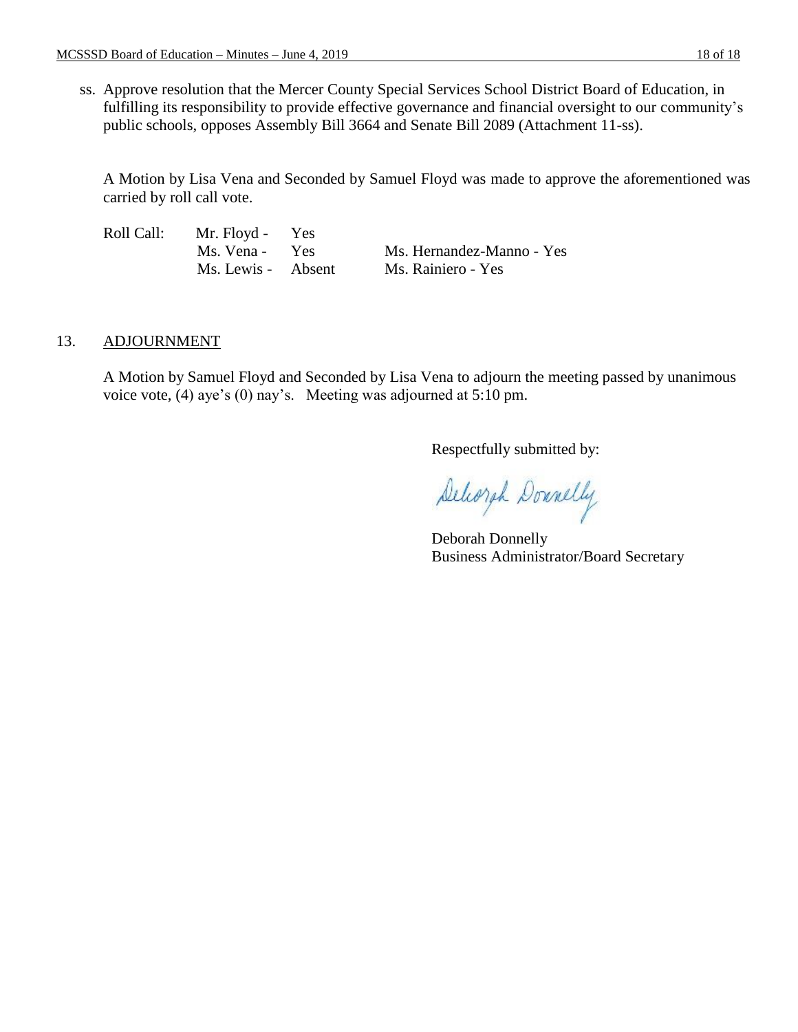ss. Approve resolution that the Mercer County Special Services School District Board of Education, in fulfilling its responsibility to provide effective governance and financial oversight to our community's public schools, opposes Assembly Bill 3664 and Senate Bill 2089 (Attachment 11-ss).

A Motion by Lisa Vena and Seconded by Samuel Floyd was made to approve the aforementioned was carried by roll call vote.

| | | |
|---|---|---|
| Roll Call: | Mr. Floyd - Yes | |
| | Ms. Vena - Yes | Ms. Hernandez-Manno - Yes |
| | Ms. Lewis - Absent | Ms. Rainiero - Yes |

13. ADJOURNMENT

A Motion by Samuel Floyd and Seconded by Lisa Vena to adjourn the meeting passed by unanimous voice vote, (4) aye's (0) nay's. Meeting was adjourned at 5:10 pm.

Respectfully submitted by:

Deborah Donnelly

Deborah Donnelly
Business Administrator/Board Secretary